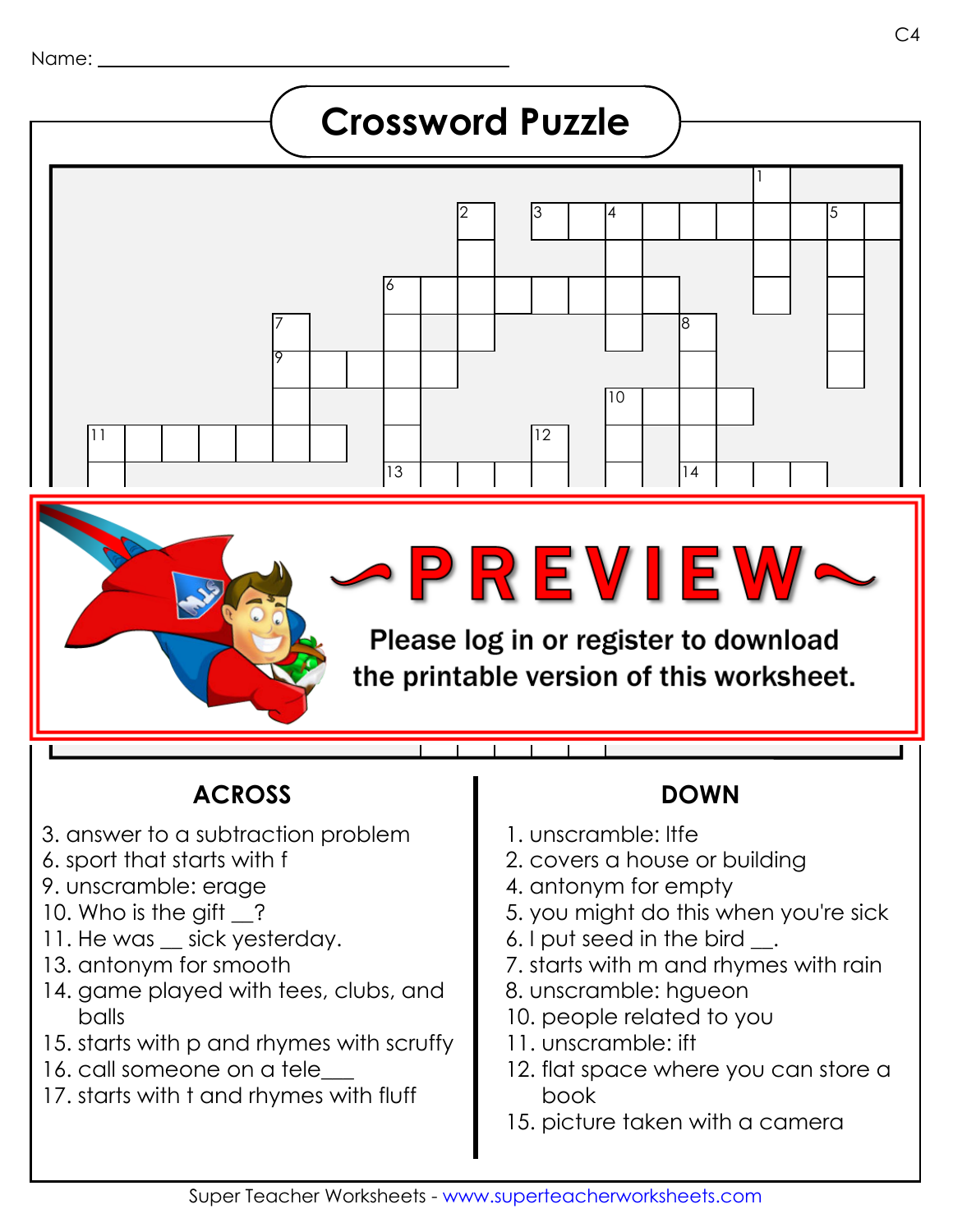Name: ______________________________

# Crossword Puzzle

~PREVIEW~

Please log in or register to download the printable version of this worksheet.

## ACROSS

3. answer to a subtraction problem
6. sport that starts with f
9. unscramble: erage
10. Who is the gift __?
11. He was __ sick yesterday.
13. antonym for smooth
14. game played with tees, clubs, and balls
15. starts with p and rhymes with scruffy
16. call someone on a tele___
17. starts with t and rhymes with fluff

## DOWN

1. unscramble: ltfe
2. covers a house or building
4. antonym for empty
5. you might do this when you're sick
6. I put seed in the bird __.
7. starts with m and rhymes with rain
8. unscramble: hgueon
10. people related to you
11. unscramble: ift
12. flat space where you can store a book
15. picture taken with a camera

Super Teacher Worksheets - www.superteacherworksheets.com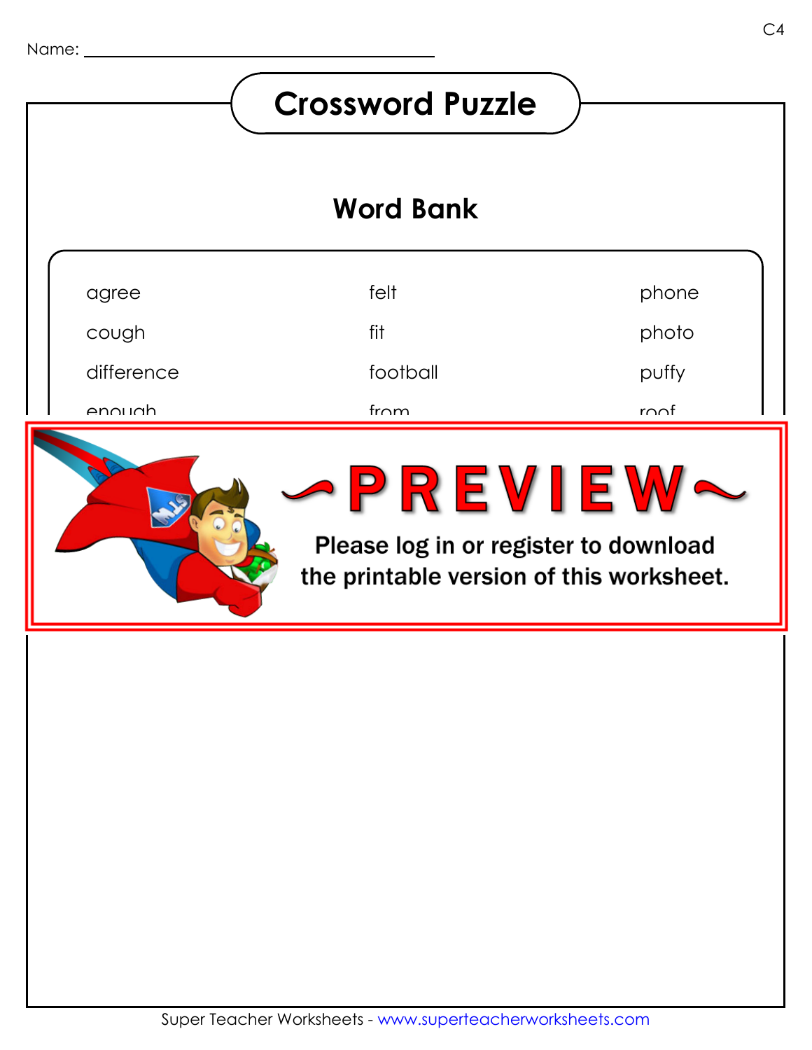Name: ___________________________

# Crossword Puzzle

## Word Bank

| | | |
|---|---|---|
| agree | felt | phone |
| cough | fit | photo |
| difference | football | puffy |
| enough | from | roof |

~PREVIEW~

Please log in or register to download the printable version of this worksheet.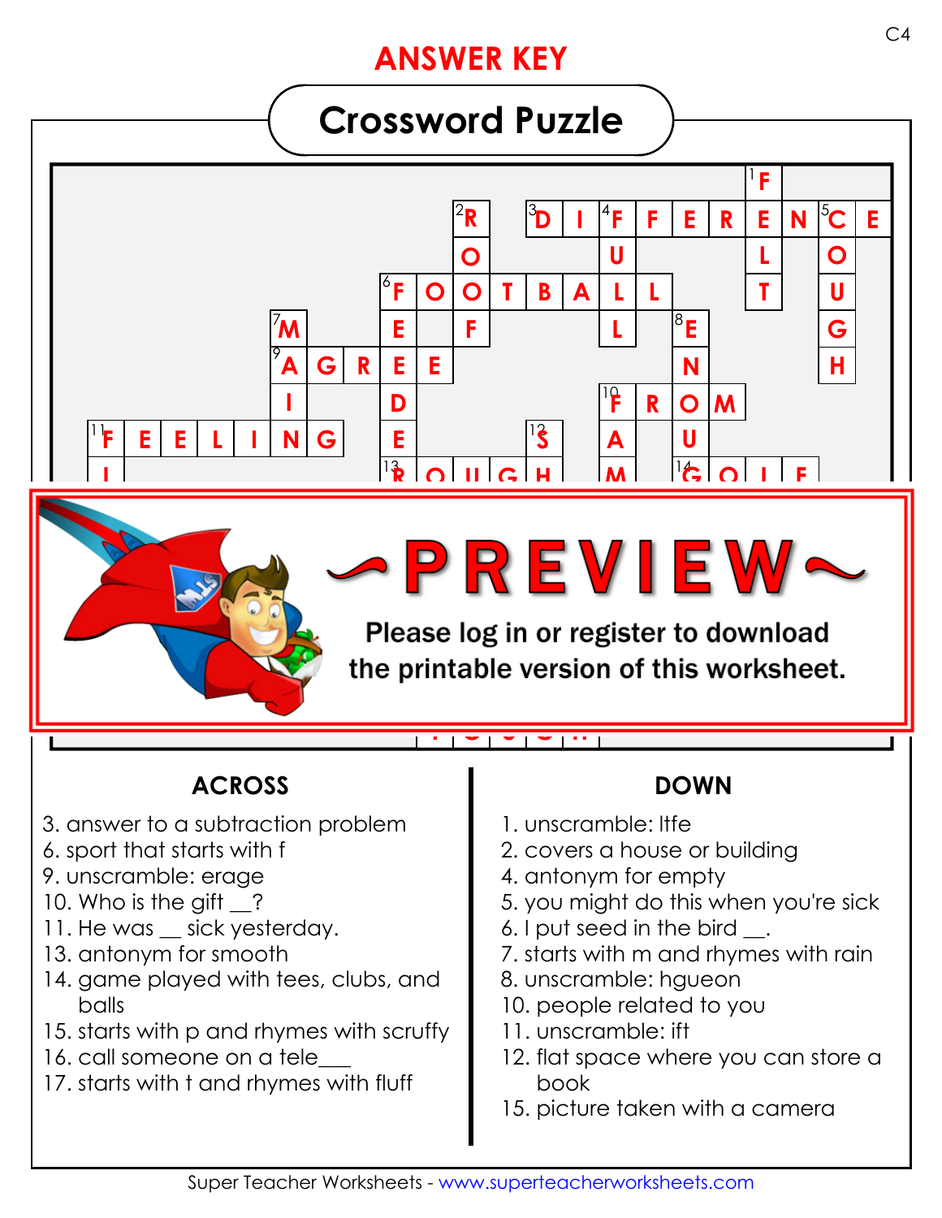# ANSWER KEY

## Crossword Puzzle

~PREVIEW~

Please log in or register to download the printable version of this worksheet.

### ACROSS

3. answer to a subtraction problem
6. sport that starts with f
9. unscramble: erage
10. Who is the gift __?
11. He was __ sick yesterday.
13. antonym for smooth
14. game played with tees, clubs, and balls
15. starts with p and rhymes with scruffy
16. call someone on a tele___
17. starts with t and rhymes with fluff

### DOWN

1. unscramble: ltfe
2. covers a house or building
4. antonym for empty
5. you might do this when you're sick
6. I put seed in the bird __.
7. starts with m and rhymes with rain
8. unscramble: hgueon
10. people related to you
11. unscramble: ift
12. flat space where you can store a book
15. picture taken with a camera

Super Teacher Worksheets - www.superteacherworksheets.com